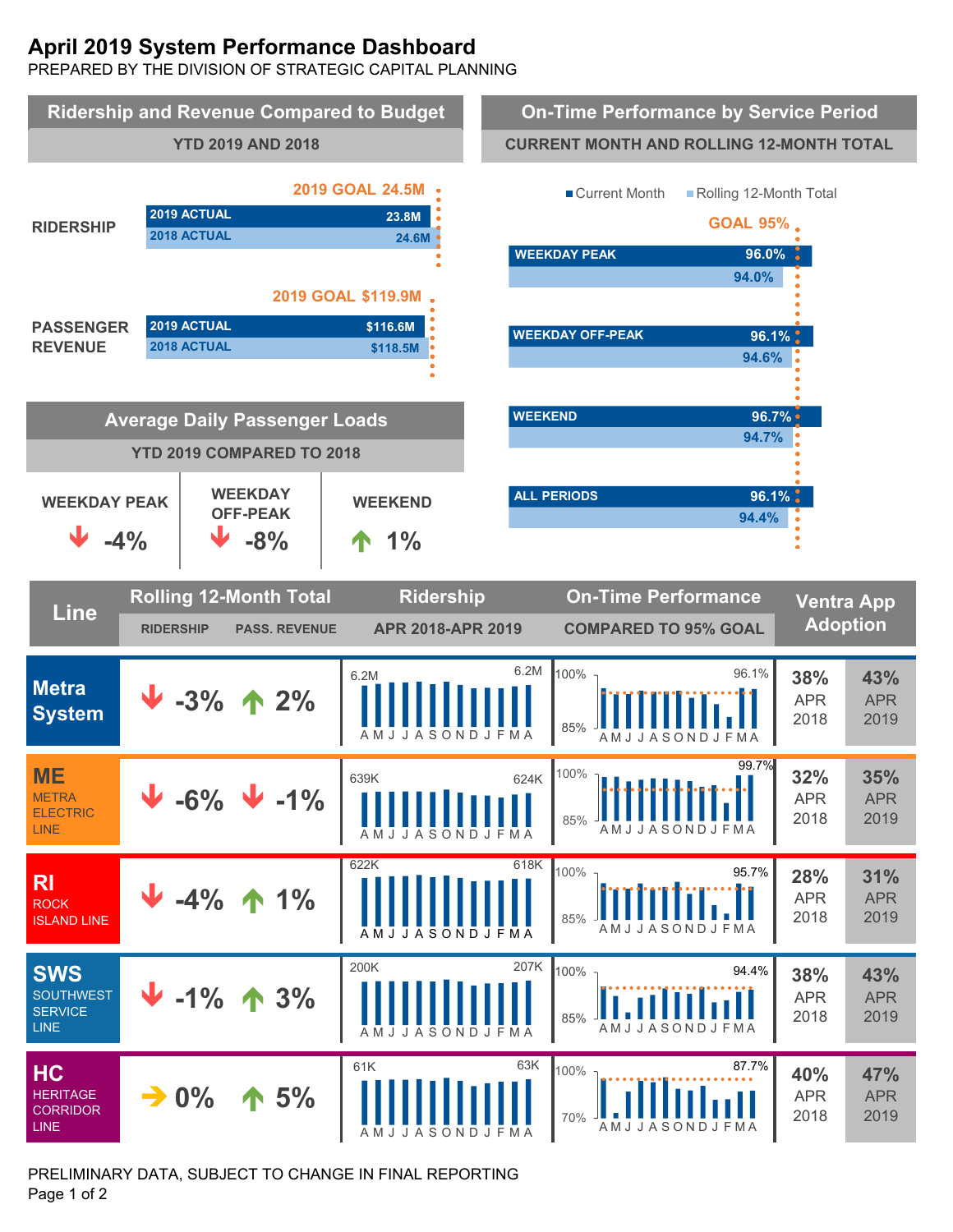# April 2019 System Performance Dashboard

PREPARED BY THE DIVISION OF STRATEGIC CAPITAL PLANNING

## Ridership and Revenue Compared to Budget

YTD 2019 AND 2018

| | 2019 GOAL | 2019 ACTUAL | 2018 ACTUAL |
|---|---|---|---|
| RIDERSHIP | 24.5M | 23.8M | 24.6M |
| PASSENGER REVENUE | $119.9M | $116.6M | $118.5M |

## On-Time Performance by Service Period

CURRENT MONTH AND ROLLING 12-MONTH TOTAL

GOAL 95%

| Service Period | Current Month | Rolling 12-Month Total |
|---|---|---|
| WEEKDAY PEAK | 96.0% | 94.0% |
| WEEKDAY OFF-PEAK | 96.1% | 94.6% |
| WEEKEND | 96.7% | 94.7% |
| ALL PERIODS | 96.1% | 94.4% |

## Average Daily Passenger Loads

YTD 2019 COMPARED TO 2018

| WEEKDAY PEAK | WEEKDAY OFF-PEAK | WEEKEND |
|---|---|---|
| ↓ -4% | ↓ -8% | ↑ 1% |

## Line Performance

| Line | Rolling 12-Month Total: Ridership | Rolling 12-Month Total: Pass. Revenue | Ridership APR 2018-APR 2019 | On-Time Performance Compared to 95% Goal | Ventra App Adoption APR 2018 | Ventra App Adoption APR 2019 |
|---|---|---|---|---|---|---|
| Metra System | ↓ -3% | ↑ 2% | 6.2M – 6.2M | 96.1% | 38% | 43% |
| ME – METRA ELECTRIC LINE | ↓ -6% | ↓ -1% | 639K – 624K | 99.7% | 32% | 35% |
| RI – ROCK ISLAND LINE | ↓ -4% | ↑ 1% | 622K – 618K | 95.7% | 28% | 31% |
| SWS – SOUTHWEST SERVICE LINE | ↓ -1% | ↑ 3% | 200K – 207K | 94.4% | 38% | 43% |
| HC – HERITAGE CORRIDOR LINE | → 0% | ↑ 5% | 61K – 63K | 87.7% | 40% | 47% |

PRELIMINARY DATA, SUBJECT TO CHANGE IN FINAL REPORTING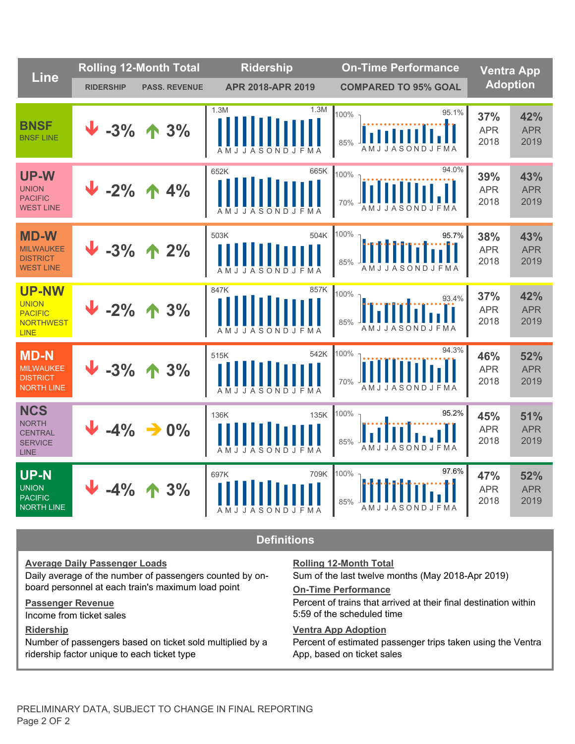| Line | Rolling 12-Month Total | | Ridership | On-Time Performance | Ventra App Adoption | |
|---|---|---|---|---|---|---|
| | RIDERSHIP | PASS. REVENUE | APR 2018-APR 2019 | COMPARED TO 95% GOAL | | |
| **BNSF** BNSF LINE | -3% | 3% | 1.3M … 1.3M | 95.1% | 37% APR 2018 | 42% APR 2019 |
| **UP-W** UNION PACIFIC WEST LINE | -2% | 4% | 652K … 665K | 94.0% | 39% APR 2018 | 43% APR 2019 |
| **MD-W** MILWAUKEE DISTRICT WEST LINE | -3% | 2% | 503K … 504K | 95.7% | 38% APR 2018 | 43% APR 2019 |
| **UP-NW** UNION PACIFIC NORTHWEST LINE | -2% | 3% | 847K … 857K | 93.4% | 37% APR 2018 | 42% APR 2019 |
| **MD-N** MILWAUKEE DISTRICT NORTH LINE | -3% | 3% | 515K … 542K | 94.3% | 46% APR 2018 | 52% APR 2019 |
| **NCS** NORTH CENTRAL SERVICE LINE | -4% | 0% | 136K … 135K | 95.2% | 45% APR 2018 | 51% APR 2019 |
| **UP-N** UNION PACIFIC NORTH LINE | -4% | 3% | 697K … 709K | 97.6% | 47% APR 2018 | 52% APR 2019 |

## Definitions

**Average Daily Passenger Loads**
Daily average of the number of passengers counted by on-board personnel at each train's maximum load point

**Passenger Revenue**
Income from ticket sales

**Ridership**
Number of passengers based on ticket sold multiplied by a ridership factor unique to each ticket type

**Rolling 12-Month Total**
Sum of the last twelve months (May 2018-Apr 2019)

**On-Time Performance**
Percent of trains that arrived at their final destination within 5:59 of the scheduled time

**Ventra App Adoption**
Percent of estimated passenger trips taken using the Ventra App, based on ticket sales

PRELIMINARY DATA, SUBJECT TO CHANGE IN FINAL REPORTING